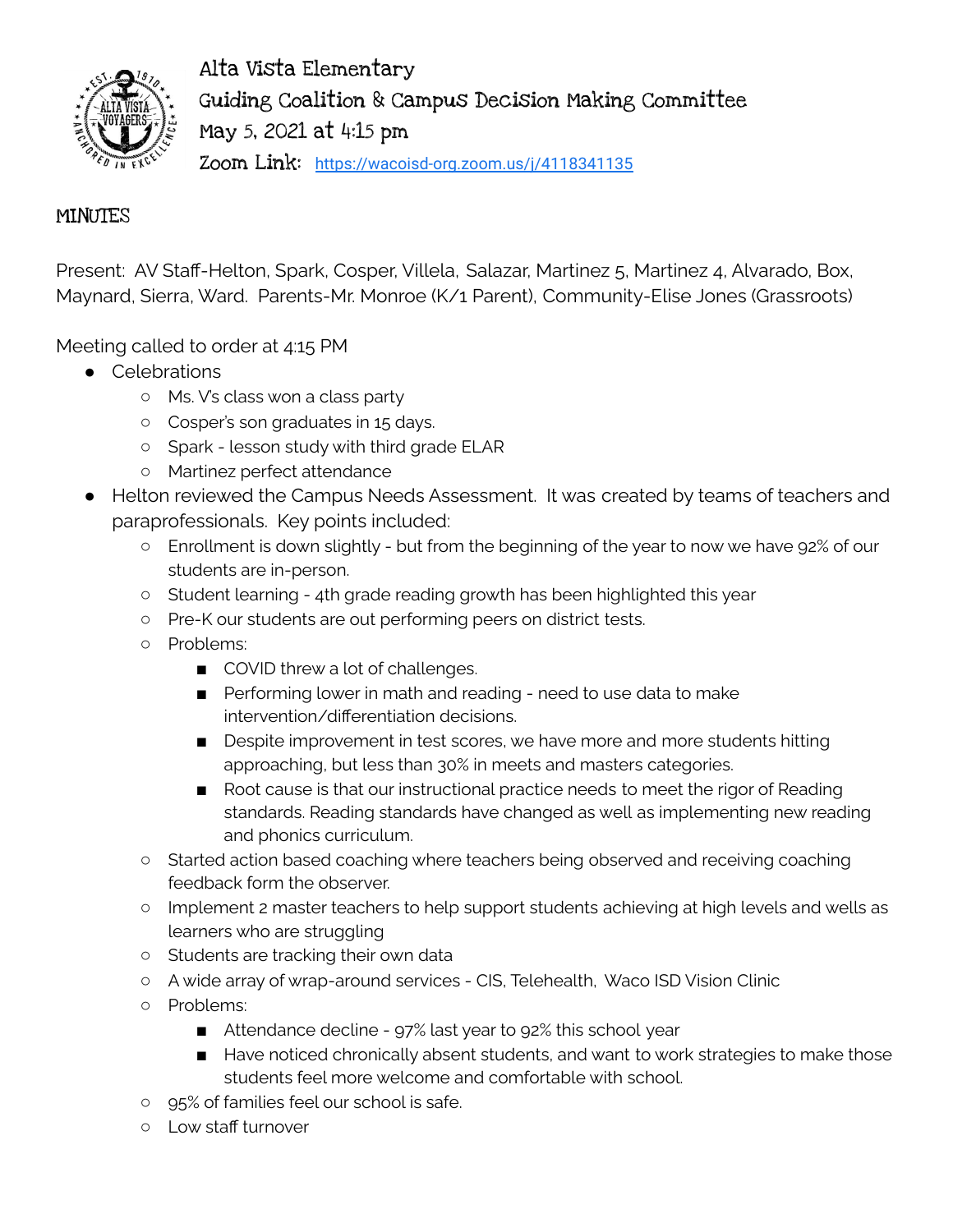# Alta Vista Elementary

## Guiding Coalition & Campus Decision Making Committee

May 5, 2021 at 4:15 pm

Zoom Link: https://wacoisd-org.zoom.us/j/4118341135

### MINUTES

Present: AV Staff-Helton, Spark, Cosper, Villela, Salazar, Martinez 5, Martinez 4, Alvarado, Box, Maynard, Sierra, Ward. Parents-Mr. Monroe (K/1 Parent), Community-Elise Jones (Grassroots)

Meeting called to order at 4:15 PM

- Celebrations
  - Ms. V's class won a class party
  - Cosper's son graduates in 15 days.
  - Spark - lesson study with third grade ELAR
  - Martinez perfect attendance
- Helton reviewed the Campus Needs Assessment. It was created by teams of teachers and paraprofessionals. Key points included:
  - Enrollment is down slightly - but from the beginning of the year to now we have 92% of our students are in-person.
  - Student learning - 4th grade reading growth has been highlighted this year
  - Pre-K our students are out performing peers on district tests.
  - Problems:
    - COVID threw a lot of challenges.
    - Performing lower in math and reading - need to use data to make intervention/differentiation decisions.
    - Despite improvement in test scores, we have more and more students hitting approaching, but less than 30% in meets and masters categories.
    - Root cause is that our instructional practice needs to meet the rigor of Reading standards. Reading standards have changed as well as implementing new reading and phonics curriculum.
  - Started action based coaching where teachers being observed and receiving coaching feedback form the observer.
  - Implement 2 master teachers to help support students achieving at high levels and wells as learners who are struggling
  - Students are tracking their own data
  - A wide array of wrap-around services - CIS, Telehealth, Waco ISD Vision Clinic
  - Problems:
    - Attendance decline - 97% last year to 92% this school year
    - Have noticed chronically absent students, and want to work strategies to make those students feel more welcome and comfortable with school.
  - 95% of families feel our school is safe.
  - Low staff turnover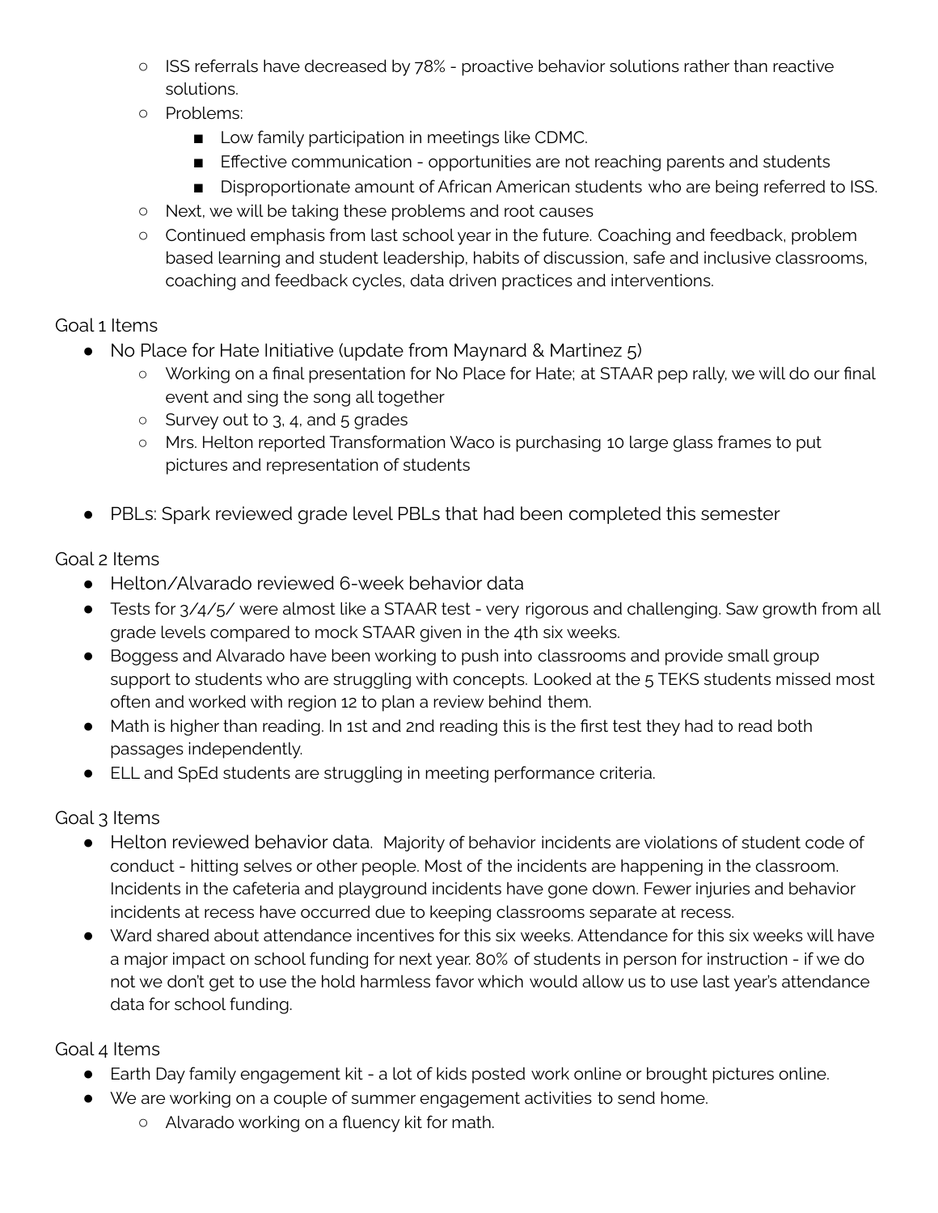- ISS referrals have decreased by 78% - proactive behavior solutions rather than reactive solutions.
  - Problems:
    - Low family participation in meetings like CDMC.
    - Effective communication - opportunities are not reaching parents and students
    - Disproportionate amount of African American students who are being referred to ISS.
  - Next, we will be taking these problems and root causes
  - Continued emphasis from last school year in the future. Coaching and feedback, problem based learning and student leadership, habits of discussion, safe and inclusive classrooms, coaching and feedback cycles, data driven practices and interventions.

Goal 1 Items

- No Place for Hate Initiative (update from Maynard & Martinez 5)
  - Working on a final presentation for No Place for Hate; at STAAR pep rally, we will do our final event and sing the song all together
  - Survey out to 3, 4, and 5 grades
  - Mrs. Helton reported Transformation Waco is purchasing 10 large glass frames to put pictures and representation of students
- PBLs: Spark reviewed grade level PBLs that had been completed this semester

Goal 2 Items

- Helton/Alvarado reviewed 6-week behavior data
- Tests for 3/4/5/ were almost like a STAAR test - very rigorous and challenging. Saw growth from all grade levels compared to mock STAAR given in the 4th six weeks.
- Boggess and Alvarado have been working to push into classrooms and provide small group support to students who are struggling with concepts. Looked at the 5 TEKS students missed most often and worked with region 12 to plan a review behind them.
- Math is higher than reading. In 1st and 2nd reading this is the first test they had to read both passages independently.
- ELL and SpEd students are struggling in meeting performance criteria.

Goal 3 Items

- Helton reviewed behavior data. Majority of behavior incidents are violations of student code of conduct - hitting selves or other people. Most of the incidents are happening in the classroom. Incidents in the cafeteria and playground incidents have gone down. Fewer injuries and behavior incidents at recess have occurred due to keeping classrooms separate at recess.
- Ward shared about attendance incentives for this six weeks. Attendance for this six weeks will have a major impact on school funding for next year. 80% of students in person for instruction - if we do not we don't get to use the hold harmless favor which would allow us to use last year's attendance data for school funding.

Goal 4 Items

- Earth Day family engagement kit - a lot of kids posted work online or brought pictures online.
- We are working on a couple of summer engagement activities to send home.
  - Alvarado working on a fluency kit for math.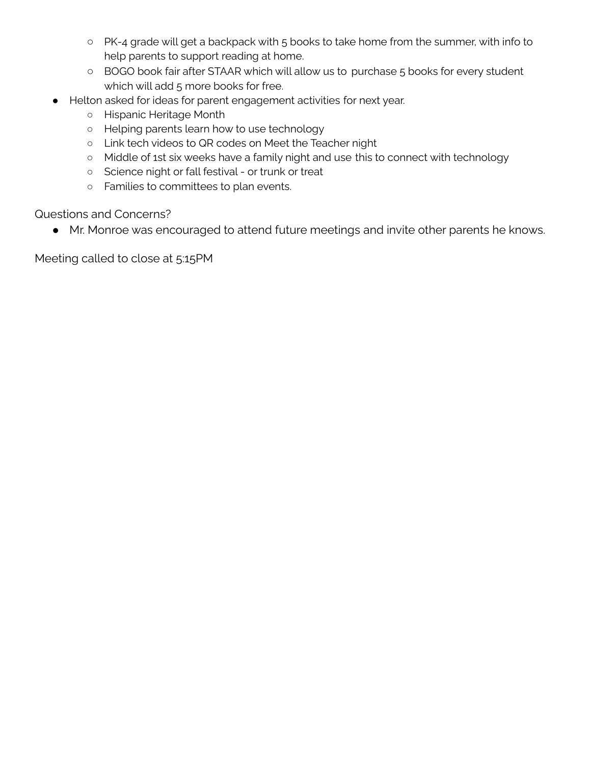- PK-4 grade will get a backpack with 5 books to take home from the summer, with info to help parents to support reading at home.
    - BOGO book fair after STAAR which will allow us to purchase 5 books for every student which will add 5 more books for free.
- Helton asked for ideas for parent engagement activities for next year.
    - Hispanic Heritage Month
    - Helping parents learn how to use technology
    - Link tech videos to QR codes on Meet the Teacher night
    - Middle of 1st six weeks have a family night and use this to connect with technology
    - Science night or fall festival - or trunk or treat
    - Families to committees to plan events.

Questions and Concerns?

- Mr. Monroe was encouraged to attend future meetings and invite other parents he knows.

Meeting called to close at 5:15PM